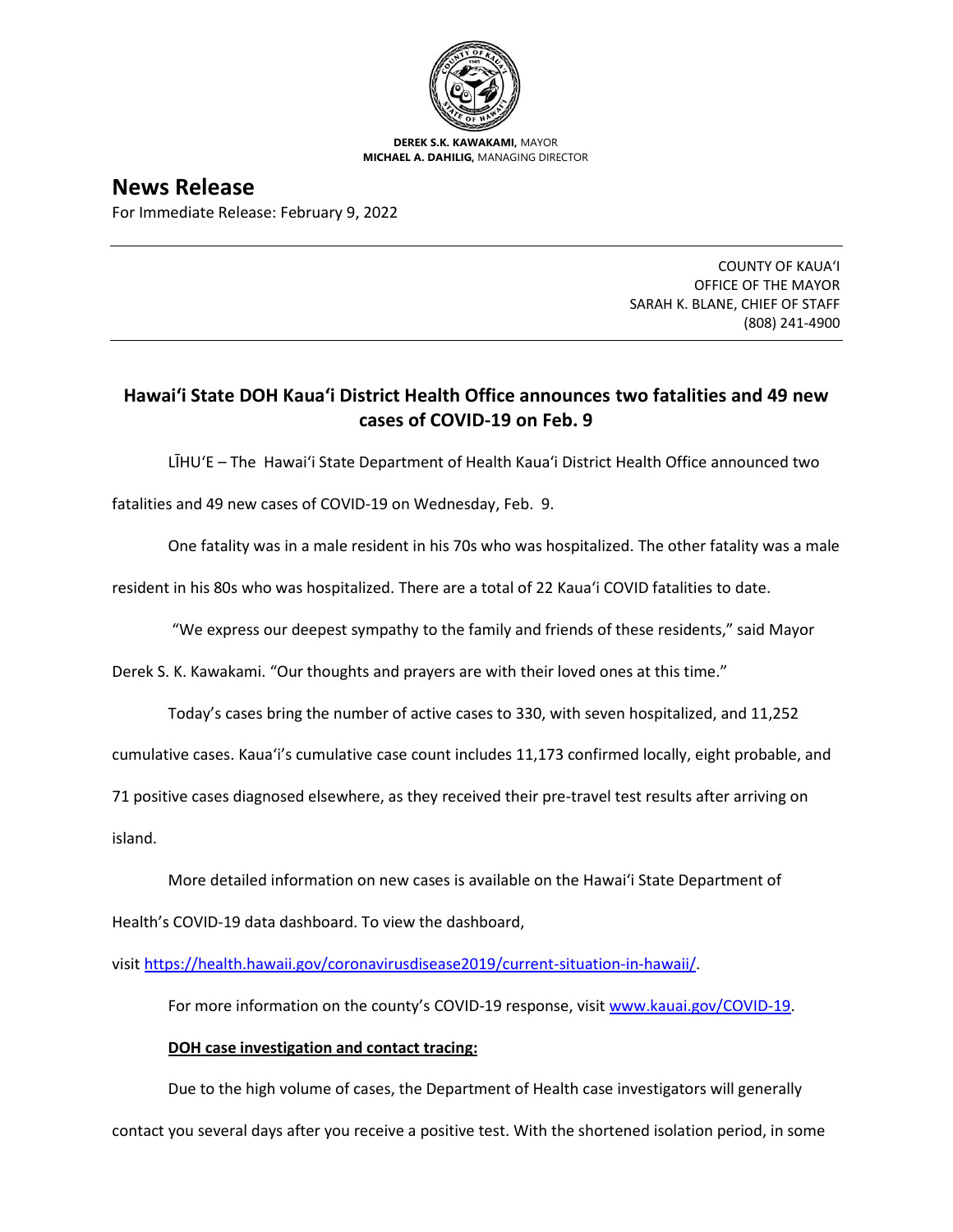**DEREK S.K. KAWAKAMI,** MAYOR
**MICHAEL A. DAHILIG,** MANAGING DIRECTOR

# News Release

For Immediate Release: February 9, 2022

COUNTY OF KAUA'I
OFFICE OF THE MAYOR
SARAH K. BLANE, CHIEF OF STAFF
(808) 241-4900

## Hawai'i State DOH Kaua'i District Health Office announces two fatalities and 49 new cases of COVID-19 on Feb. 9

LĪHU'E – The Hawai'i State Department of Health Kaua'i District Health Office announced two fatalities and 49 new cases of COVID-19 on Wednesday, Feb. 9.

One fatality was in a male resident in his 70s who was hospitalized. The other fatality was a male resident in his 80s who was hospitalized. There are a total of 22 Kaua'i COVID fatalities to date.

"We express our deepest sympathy to the family and friends of these residents," said Mayor Derek S. K. Kawakami. "Our thoughts and prayers are with their loved ones at this time."

Today's cases bring the number of active cases to 330, with seven hospitalized, and 11,252 cumulative cases. Kaua'i's cumulative case count includes 11,173 confirmed locally, eight probable, and 71 positive cases diagnosed elsewhere, as they received their pre-travel test results after arriving on island.

More detailed information on new cases is available on the Hawai'i State Department of Health's COVID-19 data dashboard. To view the dashboard, visit https://health.hawaii.gov/coronavirusdisease2019/current-situation-in-hawaii/.

For more information on the county's COVID-19 response, visit www.kauai.gov/COVID-19.

**DOH case investigation and contact tracing:**

Due to the high volume of cases, the Department of Health case investigators will generally contact you several days after you receive a positive test. With the shortened isolation period, in some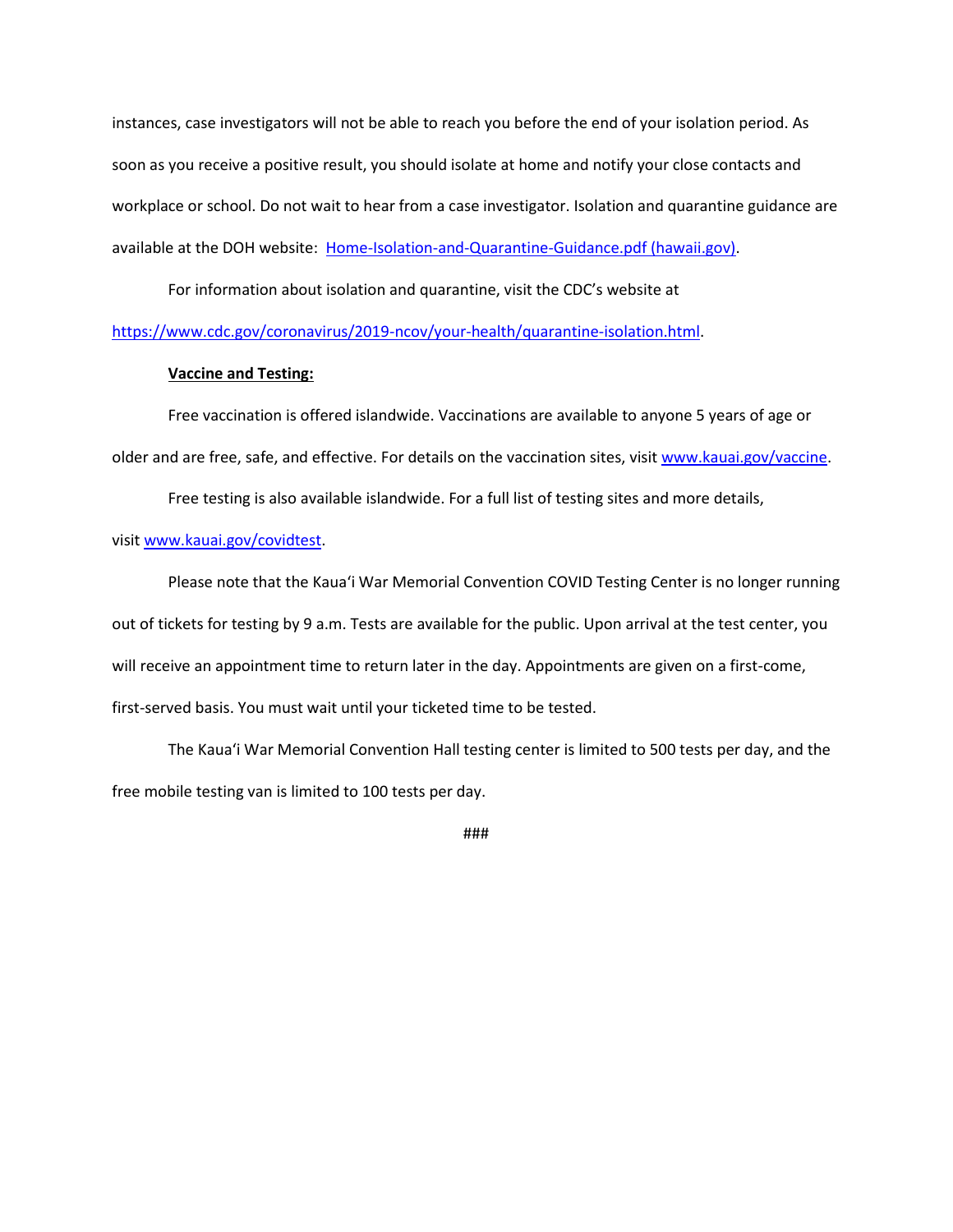instances, case investigators will not be able to reach you before the end of your isolation period. As soon as you receive a positive result, you should isolate at home and notify your close contacts and workplace or school. Do not wait to hear from a case investigator. Isolation and quarantine guidance are available at the DOH website: [Home-Isolation-and-Quarantine-Guidance.pdf (hawaii.gov)](Home-Isolation-and-Quarantine-Guidance.pdf (hawaii.gov)).

For information about isolation and quarantine, visit the CDC's website at https://www.cdc.gov/coronavirus/2019-ncov/your-health/quarantine-isolation.html.

**Vaccine and Testing:**

Free vaccination is offered islandwide. Vaccinations are available to anyone 5 years of age or older and are free, safe, and effective. For details on the vaccination sites, visit www.kauai.gov/vaccine.

Free testing is also available islandwide. For a full list of testing sites and more details, visit www.kauai.gov/covidtest.

Please note that the Kaua'i War Memorial Convention COVID Testing Center is no longer running out of tickets for testing by 9 a.m. Tests are available for the public. Upon arrival at the test center, you will receive an appointment time to return later in the day. Appointments are given on a first-come, first-served basis. You must wait until your ticketed time to be tested.

The Kaua'i War Memorial Convention Hall testing center is limited to 500 tests per day, and the free mobile testing van is limited to 100 tests per day.

###